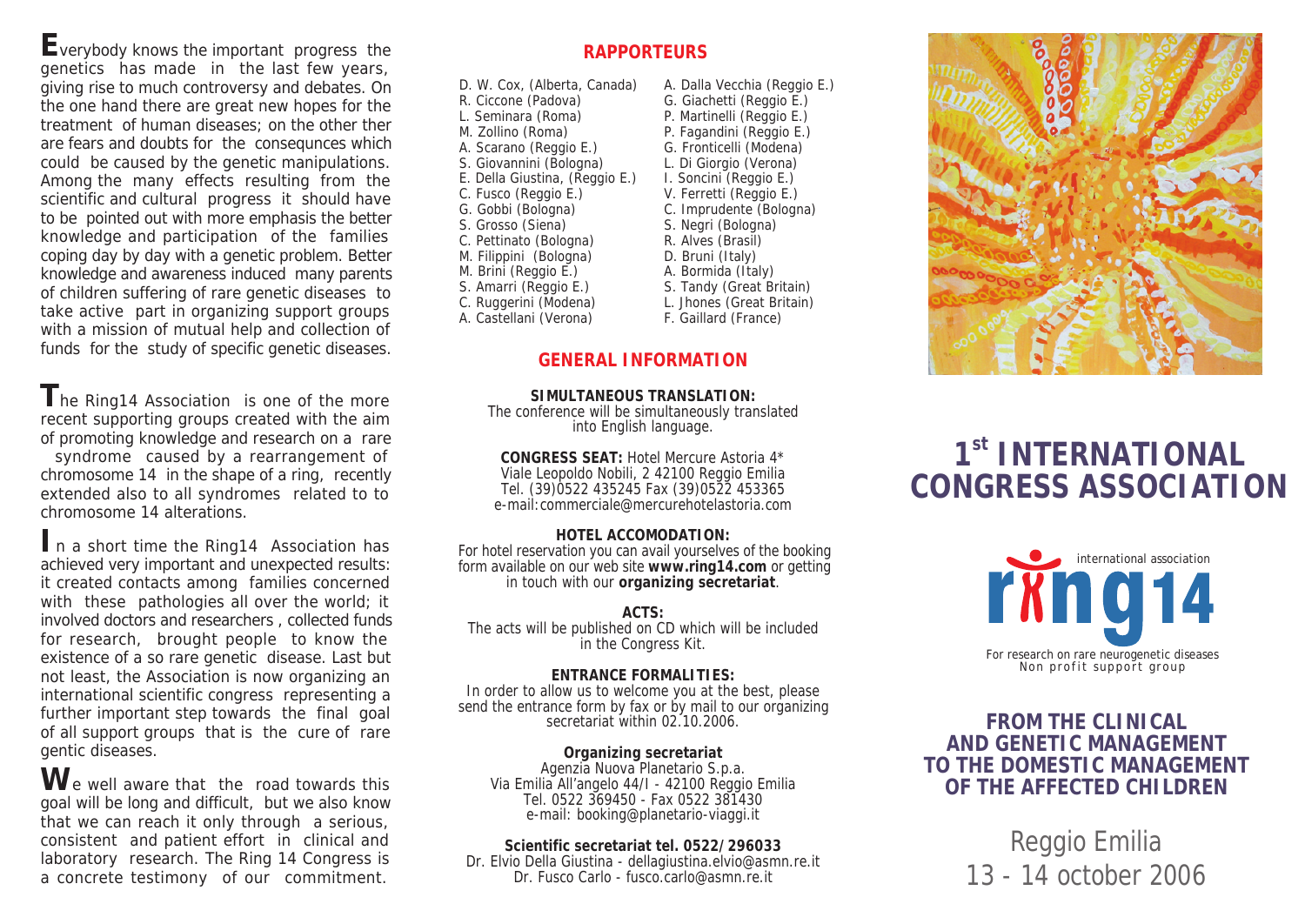Everybody knows the important progress the genetics has made in the last few years, giving rise to much controversy and debates. On the one hand there are great new hopes for the treatment of human diseases; on the other ther are fears and doubts for the consequnces which could be caused by the genetic manipulations. Among the many effects resulting from the scientific and cultural progress it should have to be pointed out with more emphasis the better knowledge and participation of the families coping day by day with a genetic problem. Better knowledge and awareness induced many parents of children suffering of rare genetic diseases to take active part in organizing support groups with a mission of mutual help and collection of funds for the study of specific genetic diseases.

The Ring14 Association is one of the more recent supporting groups created with the aim of promoting knowledge and research on a rare syndrome caused by a rearrangement of chromosome 14 in the shape of a ring, recently extended also to all syndromes related to to chromosome 14 alterations.

In a short time the Ring14 Association has achieved very important and unexpected results: it created contacts among families concerned with these pathologies all over the world; it involved doctors and researchers , collected funds for research, brought people to know the existence of a so rare genetic disease. Last but not least, the Association is now organizing an international scientific congress representing a further important step towards the final goal of all support groups that is the cure of rare gentic diseases.

We well aware that the road towards this goal will be long and difficult, but we also know that we can reach it only through a serious, consistent and patient effort in clinical and laboratory research. The Ring 14 Congress is a concrete testimony of our commitment.

## RAPPORTEURS

- D. W. Cox, (Alberta, Canada)
- R. Ciccone (Padova)
- L. Seminara (Roma)
- M. Zollino (Roma)
- A. Scarano (Reggio E.)
- S. Giovannini (Bologna)
- E. Della Giustina, (Reggio E.)
- C. Fusco (Reggio E.)
- G. Gobbi (Bologna)
- S. Grosso (Siena)
- C. Pettinato (Bologna)
- M. Filippini (Bologna)
- M. Brini (Reggio E.)
- S. Amarri (Reggio E.)
- C. Ruggerini (Modena)
- A. Castellani (Verona)
- A. Dalla Vecchia (Reggio E.)
- G. Giachetti (Reggio E.)
- P. Martinelli (Reggio E.)
- P. Fagandini (Reggio E.)
- G. Fronticelli (Modena)
- L. Di Giorgio (Verona)
- I. Soncini (Reggio E.)
- V. Ferretti (Reggio E.)
- C. Imprudente (Bologna)
- S. Negri (Bologna)
- R. Alves (Brasil)
- D. Bruni (Italy)
- A. Bormida (Italy)
- S. Tandy (Great Britain)
- L. Jhones (Great Britain)
- F. Gaillard (France)

## GENERAL INFORMATION

**SIMULTANEOUS TRANSLATION:**
The conference will be simultaneously translated into English language.

**CONGRESS SEAT:** Hotel Mercure Astoria 4*
Viale Leopoldo Nobili, 2 42100 Reggio Emilia
Tel. (39)0522 435245 Fax (39)0522 453365
e-mail:commerciale@mercurehotelastoria.com

**HOTEL ACCOMODATION:**
For hotel reservation you can avail yourselves of the booking form available on our web site **www.ring14.com** or getting in touch with our **organizing secretariat**.

**ACTS:**
The acts will be published on CD which will be included in the Congress Kit.

**ENTRANCE FORMALITIES:**
In order to allow us to welcome you at the best, please send the entrance form by fax or by mail to our organizing secretariat within 02.10.2006.

**Organizing secretariat**
Agenzia Nuova Planetario S.p.a.
Via Emilia All'angelo 44/I - 42100 Reggio Emilia
Tel. 0522 369450 - Fax 0522 381430
e-mail: booking@planetario-viaggi.it

**Scientific secretariat tel. 0522/296033**
Dr. Elvio Della Giustina - dellagiustina.elvio@asmn.re.it
Dr. Fusco Carlo - fusco.carlo@asmn.re.it

# 1st INTERNATIONAL CONGRESS ASSOCIATION

ring14 international association
For research on rare neurogenetic diseases
Non profit support group

## FROM THE CLINICAL AND GENETIC MANAGEMENT TO THE DOMESTIC MANAGEMENT OF THE AFFECTED CHILDREN

Reggio Emilia
13 - 14 october 2006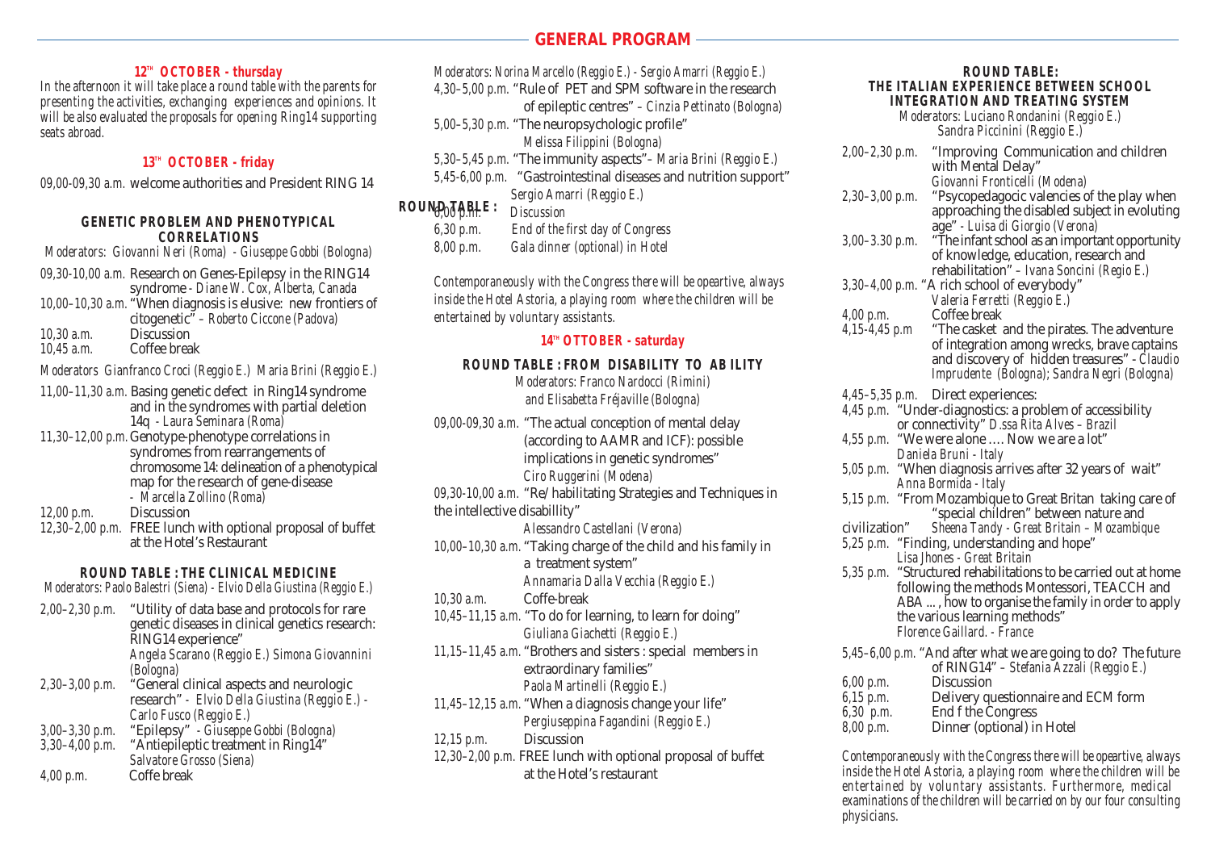## GENERAL PROGRAM

### 12TH OCTOBER - thursday

*In the afternoon it will take place a round table with the parents for presenting the activities, exchanging experiences and opinions. It will be also evaluated the proposals for opening Ring14 supporting seats abroad.*

### 13TH OCTOBER - friday

*09,00-09,30 a.m.* welcome authorities and President RING 14

#### GENETIC PROBLEM AND PHENOTYPICAL CORRELATIONS

*Moderators: Giovanni Neri (Roma) - Giuseppe Gobbi (Bologna)*

*09,30-10,00 a.m.* Research on Genes-Epilepsy in the RING14 syndrome - *Diane W. Cox, Alberta, Canada*

*10,00–10,30 a.m.* "When diagnosis is elusive: new frontiers of citogenetic" – *Roberto Ciccone (Padova)*

*10,30 a.m.* Discussion

*10,45 a.m.* Coffee break

*Moderators Gianfranco Croci (Reggio E.) Maria Brini (Reggio E.)*

*11,00–11,30 a.m.* Basing genetic defect in Ring14 syndrome and in the syndromes with partial deletion 14q - *Laura Seminara (Roma)*

*11,30–12,00 p.m.* Genotype-phenotype correlations in syndromes from rearrangements of chromosome 14: delineation of a phenotypical map for the research of gene-disease - *Marcella Zollino (Roma)*

*12,00 p.m.* Discussion

*12,30–2,00 p.m.* FREE lunch with optional proposal of buffet at the Hotel's Restaurant

#### ROUND TABLE : THE CLINICAL MEDICINE

*Moderators: Paolo Balestri (Siena) - Elvio Della Giustina (Reggio E.)*

*2,00–2,30 p.m.* "Utility of data base and protocols for rare genetic diseases in clinical genetics research: RING14 experience" *Angela Scarano (Reggio E.) Simona Giovannini (Bologna)*

*2,30–3,00 p.m.* "General clinical aspects and neurologic research" - *Elvio Della Giustina (Reggio E.) - Carlo Fusco (Reggio E.)*

*3,00–3,30 p.m.* "Epilepsy" - *Giuseppe Gobbi (Bologna)*

*3,30–4,00 p.m.* "Antiepileptic treatment in Ring14" *Salvatore Grosso (Siena)*

*4,00 p.m.* Coffe break

#### ROUND TABLE :

*Moderators: Norina Marcello (Reggio E.) - Sergio Amarri (Reggio E.)*

*4,30–5,00 p.m.* "Rule of PET and SPM software in the research of epileptic centres" – *Cinzia Pettinato (Bologna)*

*5,00–5,30 p.m.* "The neuropsychologic profile" *Melissa Filippini (Bologna)*

*5,30–5,45 p.m.* "The immunity aspects"– *Maria Brini (Reggio E.)*

*5,45-6,00 p.m.* "Gastrointestinal diseases and nutrition support" *Sergio Amarri (Reggio E.)*

*6,00 p.m.* *Discussion*

*6,30 p.m.* *End of the first day of Congress*

*8,00 p.m.* *Gala dinner (optional) in Hotel*

*Contemporaneously with the Congress there will be opeartive, always inside the Hotel Astoria, a playing room where the children will be entertained by voluntary assistants.*

### 14TH OTTOBER - saturday

#### ROUND TABLE : FROM DISABILITY TO ABILITY

*Moderators: Franco Nardocci (Rimini) and Elisabetta Fréjaville (Bologna)*

*09,00-09,30 a.m.* "The actual conception of mental delay (according to AAMR and ICF): possible implications in genetic syndromes" *Ciro Ruggerini (Modena)*

*09,30-10,00 a.m.* "Re/ habilitating Strategies and Techniques in the intellective disabillity" *Alessandro Castellani (Verona)*

*10,00–10,30 a.m.* "Taking charge of the child and his family in a treatment system" *Annamaria Dalla Vecchia (Reggio E.)*

*10,30 a.m.* Coffe-break

*10,45–11,15 a.m.* "To do for learning, to learn for doing" *Giuliana Giachetti (Reggio E.)*

*11,15–11,45 a.m.* "Brothers and sisters : special members in extraordinary families" *Paola Martinelli (Reggio E.)*

*11,45–12,15 a.m.* "When a diagnosis change your life" *Pergiuseppina Fagandini (Reggio E.)*

*12,15 p.m.* Discussion

*12,30–2,00 p.m.* FREE lunch with optional proposal of buffet at the Hotel's restaurant

#### ROUND TABLE: THE ITALIAN EXPERIENCE BETWEEN SCHOOL INTEGRATION AND TREATING SYSTEM

*Moderators: Luciano Rondanini (Reggio E.) Sandra Piccinini (Reggio E.)*

*2,00–2,30 p.m.* "Improving Communication and children with Mental Delay" *Giovanni Fronticelli (Modena)*

*2,30–3,00 p.m.* "Psycopedagocic valencies of the play when approaching the disabled subject in evoluting age" - *Luisa di Giorgio (Verona)*

*3,00–3.30 p.m.* "The infant school as an important opportunity of knowledge, education, research and rehabilitation" – *Ivana Soncini (Regio E.)*

*3,30–4,00 p.m.* "A rich school of everybody" *Valeria Ferretti (Reggio E.)*

*4,00 p.m.* Coffee break

*4,15-4,45 p.m* "The casket and the pirates. The adventure of integration among wrecks, brave captains and discovery of hidden treasures" - *Claudio Imprudente (Bologna); Sandra Negri (Bologna)*

*4,45–5,35 p.m.* Direct experiences:

*4,45 p.m.* "Under-diagnostics: a problem of accessibility or connectivity" *D.ssa Rita Alves – Brazil*

*4,55 p.m.* "We were alone …. Now we are a lot" *Daniela Bruni - Italy*

*5,05 p.m.* "When diagnosis arrives after 32 years of wait" *Anna Bormida - Italy*

*5,15 p.m.* "From Mozambique to Great Britan taking care of "special children" between nature and civilization" *Sheena Tandy - Great Britain – Mozambique*

*5,25 p.m.* "Finding, understanding and hope" *Lisa Jhones - Great Britain*

*5,35 p.m.* "Structured rehabilitations to be carried out at home following the methods Montessori, TEACCH and ABA ... , how to organise the family in order to apply the various learning methods" *Florence Gaillard. - France*

*5,45–6,00 p.m.* "And after what we are going to do? The future of RING14" – *Stefania Azzali (Reggio E.)*

*6,00 p.m.* Discussion

*6,15 p.m.* Delivery questionnaire and ECM form

*6,30 p.m.* End f the Congress

*8,00 p.m.* Dinner (optional) in Hotel

*Contemporaneously with the Congress there will be opeartive, always inside the Hotel Astoria, a playing room where the children will be entertained by voluntary assistants. Furthermore, medical examinations of the children will be carried on by our four consulting physicians.*